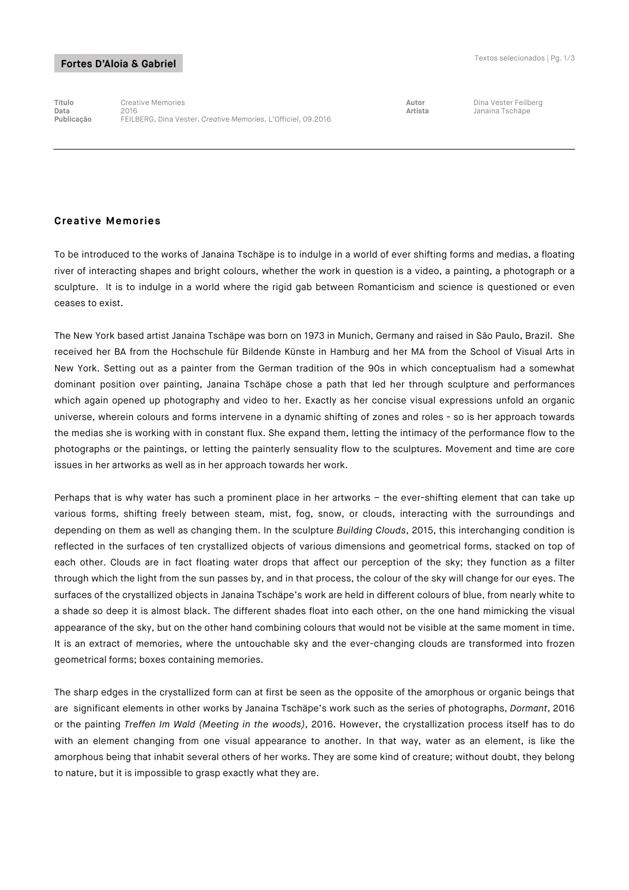**Fortes D'Aloia & Gabriel**

| | | | |
|---|---|---|---|
| **Título** | Creative Memories | **Autor** | Dina Vester Feilberg |
| **Data** | 2016 | **Artista** | Janaina Tschäpe |
| **Publicação** | FEILBERG, Dina Vester. *Creative Memories*. L'Officiel, 09.2016 | | |

---

## Creative Memories

To be introduced to the works of Janaina Tschäpe is to indulge in a world of ever shifting forms and medias, a floating river of interacting shapes and bright colours, whether the work in question is a video, a painting, a photograph or a sculpture. It is to indulge in a world where the rigid gab between Romanticism and science is questioned or even ceases to exist.

The New York based artist Janaina Tschäpe was born on 1973 in Munich, Germany and raised in São Paulo, Brazil. She received her BA from the Hochschule für Bildende Künste in Hamburg and her MA from the School of Visual Arts in New York. Setting out as a painter from the German tradition of the 90s in which conceptualism had a somewhat dominant position over painting, Janaina Tschäpe chose a path that led her through sculpture and performances which again opened up photography and video to her. Exactly as her concise visual expressions unfold an organic universe, wherein colours and forms intervene in a dynamic shifting of zones and roles - so is her approach towards the medias she is working with in constant flux. She expand them, letting the intimacy of the performance flow to the photographs or the paintings, or letting the painterly sensuality flow to the sculptures. Movement and time are core issues in her artworks as well as in her approach towards her work.

Perhaps that is why water has such a prominent place in her artworks – the ever-shifting element that can take up various forms, shifting freely between steam, mist, fog, snow, or clouds, interacting with the surroundings and depending on them as well as changing them. In the sculpture *Building Clouds*, 2015, this interchanging condition is reflected in the surfaces of ten crystallized objects of various dimensions and geometrical forms, stacked on top of each other. Clouds are in fact floating water drops that affect our perception of the sky; they function as a filter through which the light from the sun passes by, and in that process, the colour of the sky will change for our eyes. The surfaces of the crystallized objects in Janaina Tschäpe's work are held in different colours of blue, from nearly white to a shade so deep it is almost black. The different shades float into each other, on the one hand mimicking the visual appearance of the sky, but on the other hand combining colours that would not be visible at the same moment in time. It is an extract of memories, where the untouchable sky and the ever-changing clouds are transformed into frozen geometrical forms; boxes containing memories.

The sharp edges in the crystallized form can at first be seen as the opposite of the amorphous or organic beings that are significant elements in other works by Janaina Tschäpe's work such as the series of photographs, *Dormant*, 2016 or the painting *Treffen Im Wald (Meeting in the woods)*, 2016. However, the crystallization process itself has to do with an element changing from one visual appearance to another. In that way, water as an element, is like the amorphous being that inhabit several others of her works. They are some kind of creature; without doubt, they belong to nature, but it is impossible to grasp exactly what they are.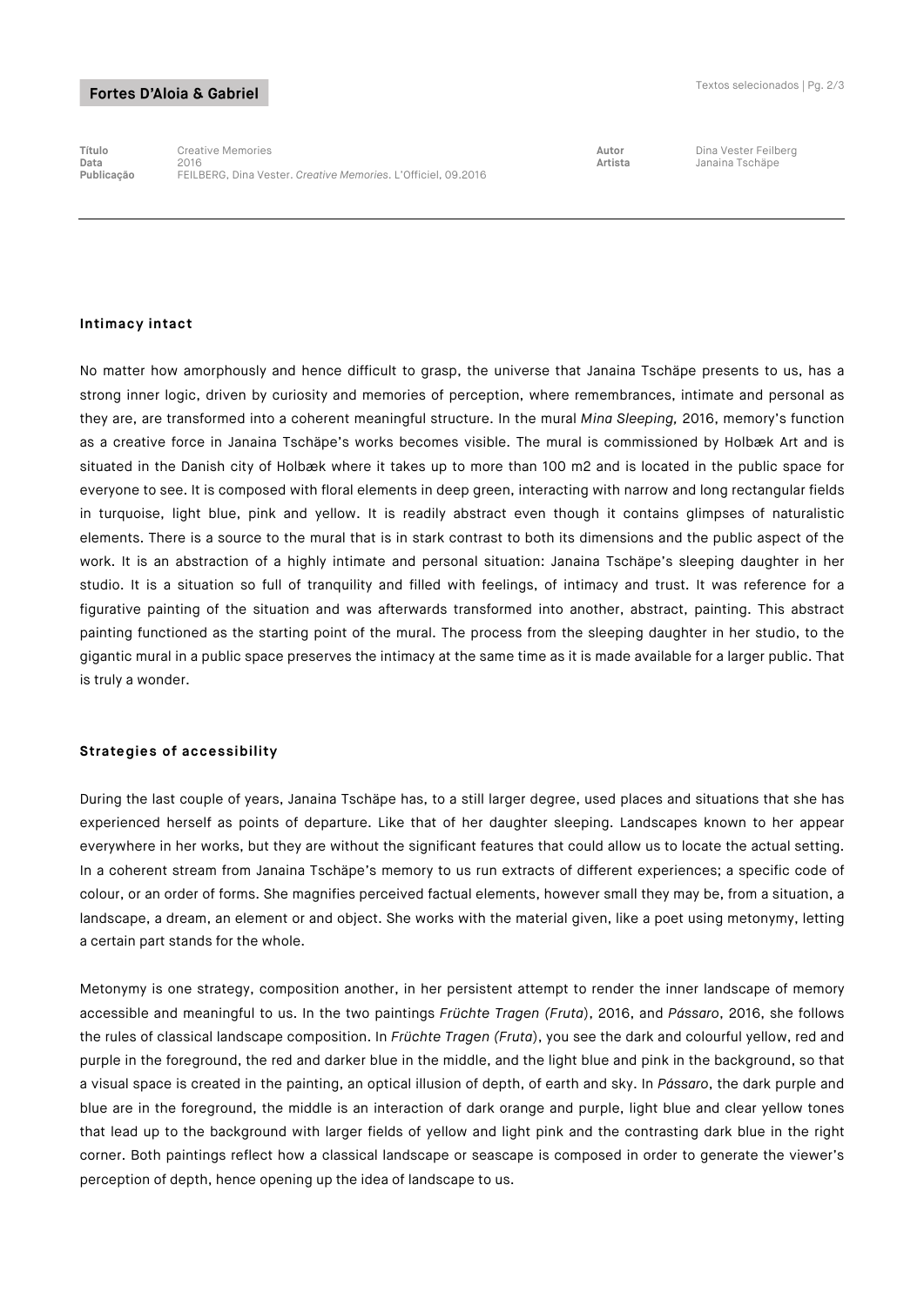| Título | Creative Memories | Autor | Dina Vester Feilberg |
| --- | --- | --- | --- |
| Data | 2016 | Artista | Janaina Tschäpe |
| Publicação | FEILBERG, Dina Vester. *Creative Memories*. L'Officiel, 09.2016 | | |

**Intimacy intact**

No matter how amorphously and hence difficult to grasp, the universe that Janaina Tschäpe presents to us, has a strong inner logic, driven by curiosity and memories of perception, where remembrances, intimate and personal as they are, are transformed into a coherent meaningful structure. In the mural *Mina Sleeping,* 2016, memory's function as a creative force in Janaina Tschäpe's works becomes visible. The mural is commissioned by Holbæk Art and is situated in the Danish city of Holbæk where it takes up to more than 100 m2 and is located in the public space for everyone to see. It is composed with floral elements in deep green, interacting with narrow and long rectangular fields in turquoise, light blue, pink and yellow. It is readily abstract even though it contains glimpses of naturalistic elements. There is a source to the mural that is in stark contrast to both its dimensions and the public aspect of the work. It is an abstraction of a highly intimate and personal situation: Janaina Tschäpe's sleeping daughter in her studio. It is a situation so full of tranquility and filled with feelings, of intimacy and trust. It was reference for a figurative painting of the situation and was afterwards transformed into another, abstract, painting. This abstract painting functioned as the starting point of the mural. The process from the sleeping daughter in her studio, to the gigantic mural in a public space preserves the intimacy at the same time as it is made available for a larger public. That is truly a wonder.

**Strategies of accessibility**

During the last couple of years, Janaina Tschäpe has, to a still larger degree, used places and situations that she has experienced herself as points of departure. Like that of her daughter sleeping. Landscapes known to her appear everywhere in her works, but they are without the significant features that could allow us to locate the actual setting. In a coherent stream from Janaina Tschäpe's memory to us run extracts of different experiences; a specific code of colour, or an order of forms. She magnifies perceived factual elements, however small they may be, from a situation, a landscape, a dream, an element or and object. She works with the material given, like a poet using metonymy, letting a certain part stands for the whole.

Metonymy is one strategy, composition another, in her persistent attempt to render the inner landscape of memory accessible and meaningful to us. In the two paintings *Früchte Tragen (Fruta)*, 2016, and *Pássaro*, 2016, she follows the rules of classical landscape composition. In *Früchte Tragen (Fruta)*, you see the dark and colourful yellow, red and purple in the foreground, the red and darker blue in the middle, and the light blue and pink in the background, so that a visual space is created in the painting, an optical illusion of depth, of earth and sky. In *Pássaro*, the dark purple and blue are in the foreground, the middle is an interaction of dark orange and purple, light blue and clear yellow tones that lead up to the background with larger fields of yellow and light pink and the contrasting dark blue in the right corner. Both paintings reflect how a classical landscape or seascape is composed in order to generate the viewer's perception of depth, hence opening up the idea of landscape to us.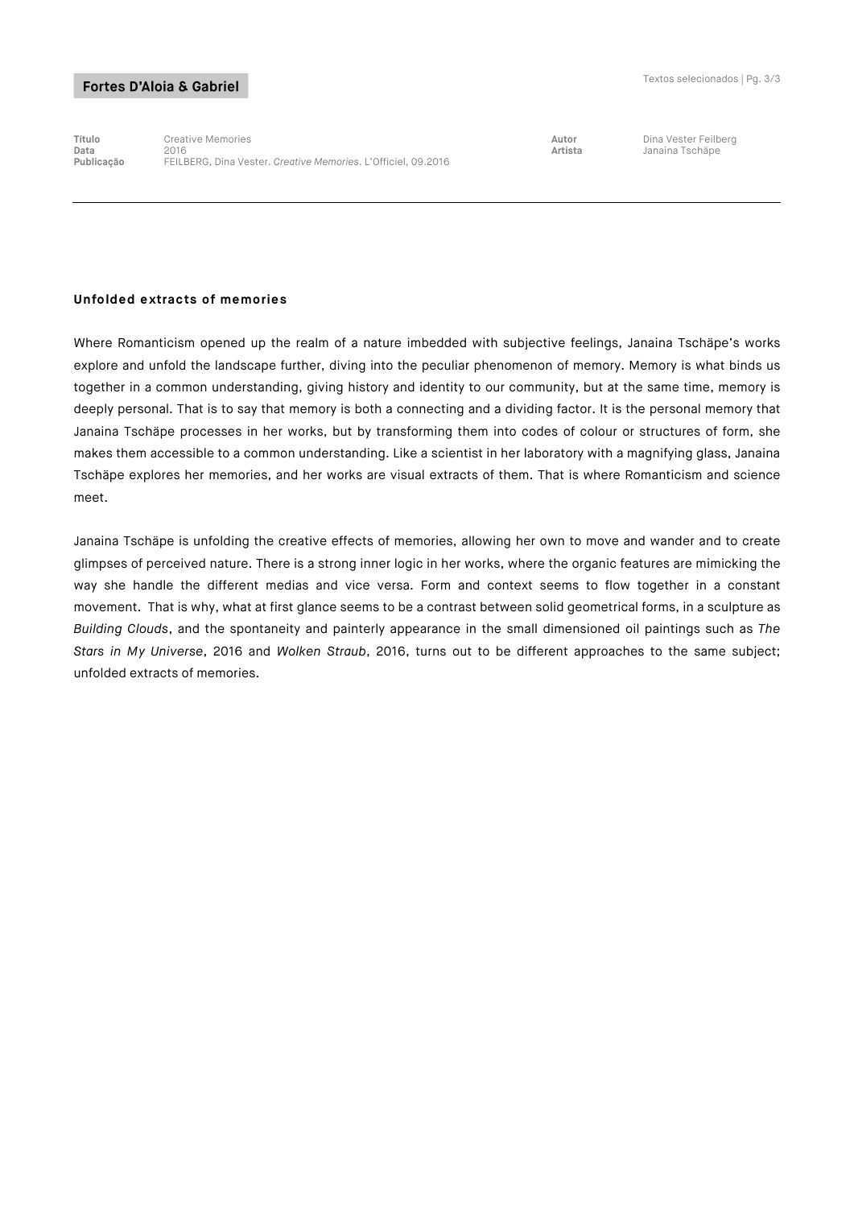**Unfolded extracts of memories**

Where Romanticism opened up the realm of a nature imbedded with subjective feelings, Janaina Tschäpe's works explore and unfold the landscape further, diving into the peculiar phenomenon of memory. Memory is what binds us together in a common understanding, giving history and identity to our community, but at the same time, memory is deeply personal. That is to say that memory is both a connecting and a dividing factor. It is the personal memory that Janaina Tschäpe processes in her works, but by transforming them into codes of colour or structures of form, she makes them accessible to a common understanding. Like a scientist in her laboratory with a magnifying glass, Janaina Tschäpe explores her memories, and her works are visual extracts of them. That is where Romanticism and science meet.

Janaina Tschäpe is unfolding the creative effects of memories, allowing her own to move and wander and to create glimpses of perceived nature. There is a strong inner logic in her works, where the organic features are mimicking the way she handle the different medias and vice versa. Form and context seems to flow together in a constant movement. That is why, what at first glance seems to be a contrast between solid geometrical forms, in a sculpture as *Building Clouds*, and the spontaneity and painterly appearance in the small dimensioned oil paintings such as *The Stars in My Universe*, 2016 and *Wolken Straub*, 2016, turns out to be different approaches to the same subject; unfolded extracts of memories.